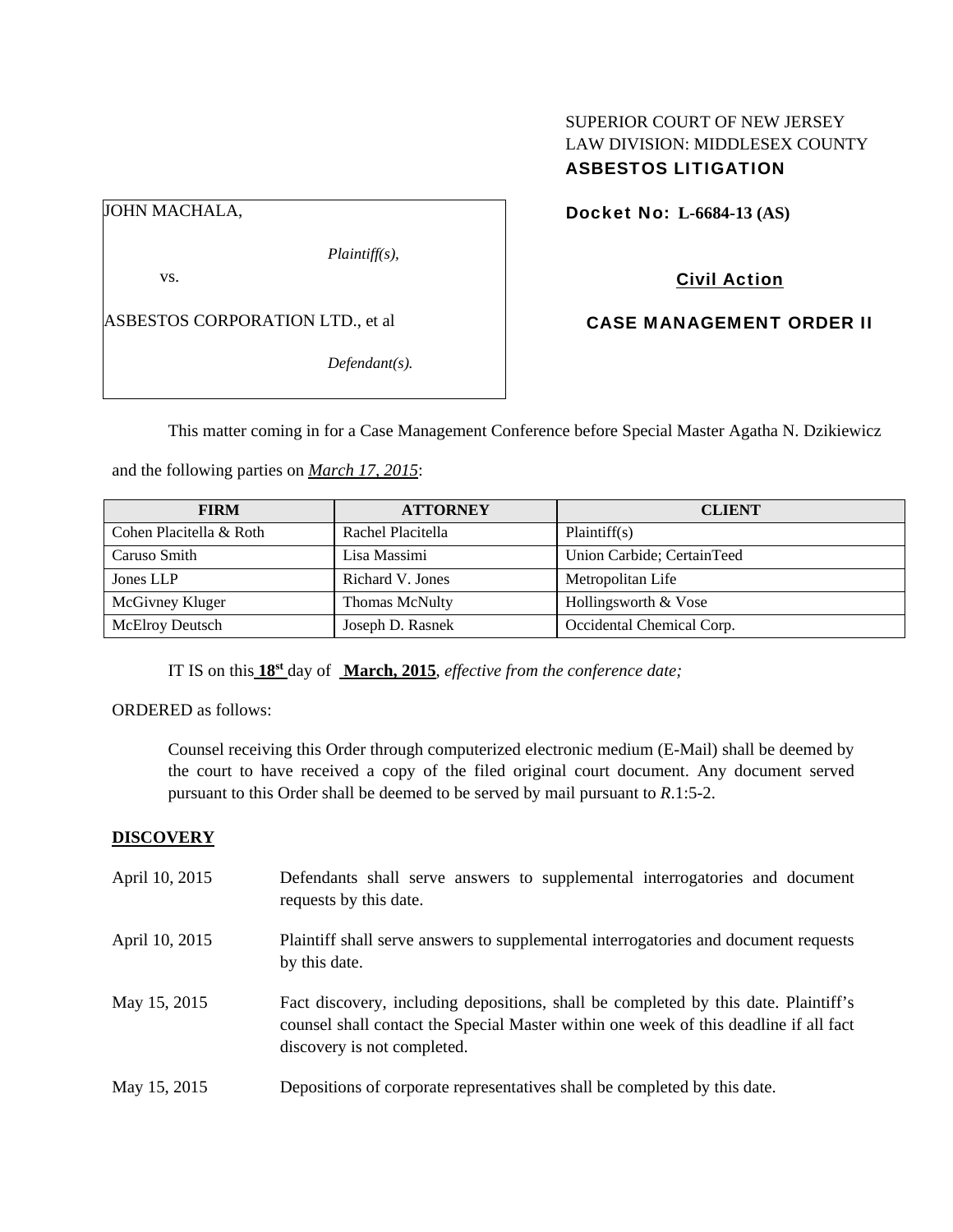SUPERIOR COURT OF NEW JERSEY
LAW DIVISION: MIDDLESEX COUNTY
**ASBESTOS LITIGATION**

JOHN MACHALA,

*Plaintiff(s),*

vs.

ASBESTOS CORPORATION LTD., et al

*Defendant(s).*

**Docket No: L-6684-13 (AS)**

**Civil Action**

**CASE MANAGEMENT ORDER II**

This matter coming in for a Case Management Conference before Special Master Agatha N. Dzikiewicz and the following parties on ***March 17, 2015***:

| FIRM | ATTORNEY | CLIENT |
|---|---|---|
| Cohen Placitella & Roth | Rachel Placitella | Plaintiff(s) |
| Caruso Smith | Lisa Massimi | Union Carbide; CertainTeed |
| Jones LLP | Richard V. Jones | Metropolitan Life |
| McGivney Kluger | Thomas McNulty | Hollingsworth & Vose |
| McElroy Deutsch | Joseph D. Rasnek | Occidental Chemical Corp. |

IT IS on this **18st** day of **March, 2015**, *effective from the conference date;*

ORDERED as follows:

Counsel receiving this Order through computerized electronic medium (E-Mail) shall be deemed by the court to have received a copy of the filed original court document. Any document served pursuant to this Order shall be deemed to be served by mail pursuant to *R*.1:5-2.

**DISCOVERY**

April 10, 2015 — Defendants shall serve answers to supplemental interrogatories and document requests by this date.

April 10, 2015 — Plaintiff shall serve answers to supplemental interrogatories and document requests by this date.

May 15, 2015 — Fact discovery, including depositions, shall be completed by this date. Plaintiff's counsel shall contact the Special Master within one week of this deadline if all fact discovery is not completed.

May 15, 2015 — Depositions of corporate representatives shall be completed by this date.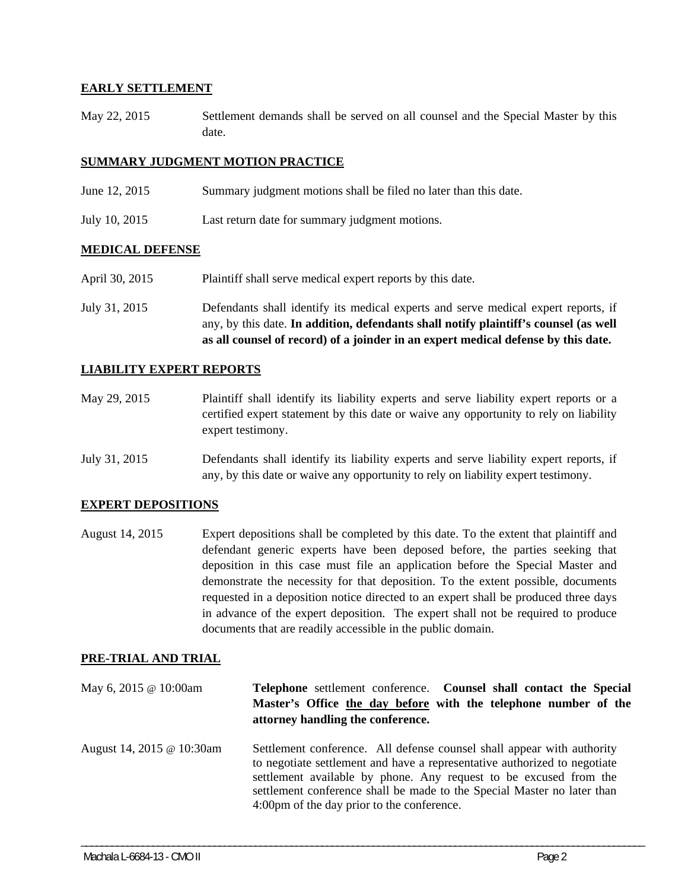**EARLY SETTLEMENT**

May 22, 2015 Settlement demands shall be served on all counsel and the Special Master by this date.

**SUMMARY JUDGMENT MOTION PRACTICE**

June 12, 2015 Summary judgment motions shall be filed no later than this date.

July 10, 2015 Last return date for summary judgment motions.

**MEDICAL DEFENSE**

April 30, 2015 Plaintiff shall serve medical expert reports by this date.

July 31, 2015 Defendants shall identify its medical experts and serve medical expert reports, if any, by this date. **In addition, defendants shall notify plaintiff's counsel (as well as all counsel of record) of a joinder in an expert medical defense by this date.**

**LIABILITY EXPERT REPORTS**

May 29, 2015 Plaintiff shall identify its liability experts and serve liability expert reports or a certified expert statement by this date or waive any opportunity to rely on liability expert testimony.

July 31, 2015 Defendants shall identify its liability experts and serve liability expert reports, if any, by this date or waive any opportunity to rely on liability expert testimony.

**EXPERT DEPOSITIONS**

August 14, 2015 Expert depositions shall be completed by this date. To the extent that plaintiff and defendant generic experts have been deposed before, the parties seeking that deposition in this case must file an application before the Special Master and demonstrate the necessity for that deposition. To the extent possible, documents requested in a deposition notice directed to an expert shall be produced three days in advance of the expert deposition. The expert shall not be required to produce documents that are readily accessible in the public domain.

**PRE-TRIAL AND TRIAL**

May 6, 2015 @ 10:00am **Telephone** settlement conference. **Counsel shall contact the Special Master's Office the day before with the telephone number of the attorney handling the conference.**

August 14, 2015 @ 10:30am Settlement conference. All defense counsel shall appear with authority to negotiate settlement and have a representative authorized to negotiate settlement available by phone. Any request to be excused from the settlement conference shall be made to the Special Master no later than 4:00pm of the day prior to the conference.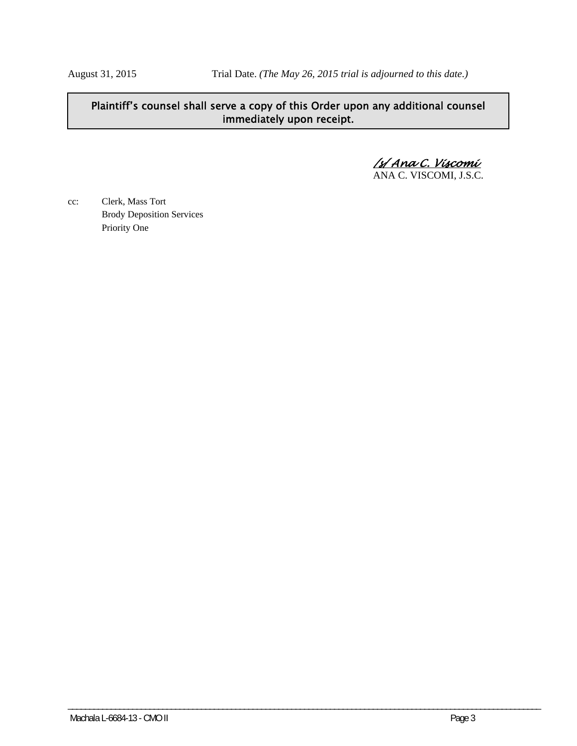August 31, 2015 Trial Date. *(The May 26, 2015 trial is adjourned to this date.)*

**Plaintiff's counsel shall serve a copy of this Order upon any additional counsel immediately upon receipt.**

/s/ Ana C. Viscomi
ANA C. VISCOMI, J.S.C.

cc: Clerk, Mass Tort
Brody Deposition Services
Priority One